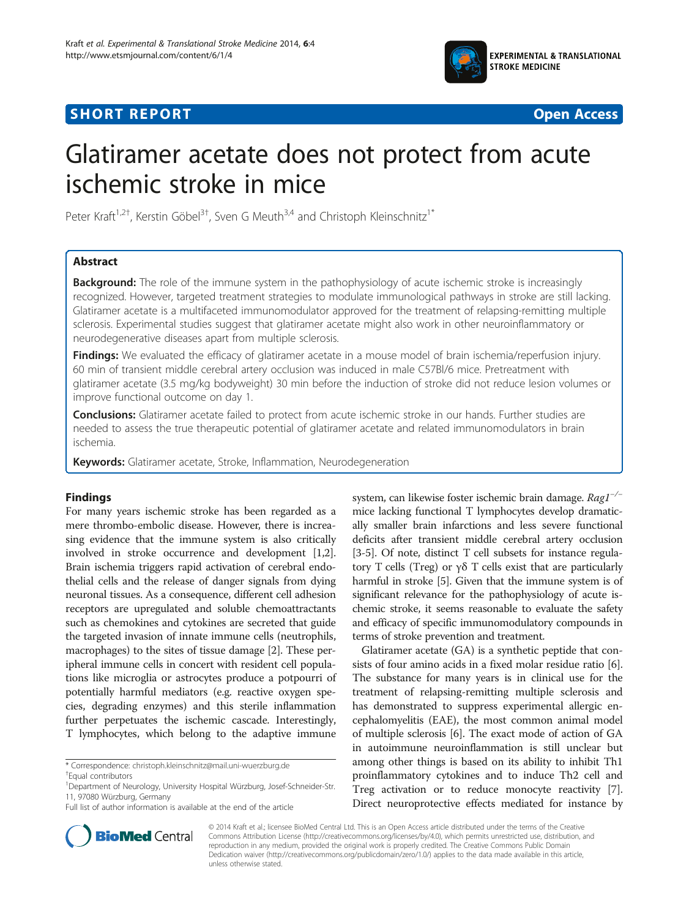**SHORT REPORT** **Open Access**

# Glatiramer acetate does not protect from acute ischemic stroke in mice

Peter Kraft[1,2†], Kerstin Göbel[3†], Sven G Meuth[3,4] and Christoph Kleinschnitz[1*]

## Abstract

**Background:** The role of the immune system in the pathophysiology of acute ischemic stroke is increasingly recognized. However, targeted treatment strategies to modulate immunological pathways in stroke are still lacking. Glatiramer acetate is a multifaceted immunomodulator approved for the treatment of relapsing-remitting multiple sclerosis. Experimental studies suggest that glatiramer acetate might also work in other neuroinflammatory or neurodegenerative diseases apart from multiple sclerosis.

**Findings:** We evaluated the efficacy of glatiramer acetate in a mouse model of brain ischemia/reperfusion injury. 60 min of transient middle cerebral artery occlusion was induced in male C57Bl/6 mice. Pretreatment with glatiramer acetate (3.5 mg/kg bodyweight) 30 min before the induction of stroke did not reduce lesion volumes or improve functional outcome on day 1.

**Conclusions:** Glatiramer acetate failed to protect from acute ischemic stroke in our hands. Further studies are needed to assess the true therapeutic potential of glatiramer acetate and related immunomodulators in brain ischemia.

**Keywords:** Glatiramer acetate, Stroke, Inflammation, Neurodegeneration

## Findings

For many years ischemic stroke has been regarded as a mere thrombo-embolic disease. However, there is increasing evidence that the immune system is also critically involved in stroke occurrence and development [1,2]. Brain ischemia triggers rapid activation of cerebral endothelial cells and the release of danger signals from dying neuronal tissues. As a consequence, different cell adhesion receptors are upregulated and soluble chemoattractants such as chemokines and cytokines are secreted that guide the targeted invasion of innate immune cells (neutrophils, macrophages) to the sites of tissue damage [2]. These peripheral immune cells in concert with resident cell populations like microglia or astrocytes produce a potpourri of potentially harmful mediators (e.g. reactive oxygen species, degrading enzymes) and this sterile inflammation further perpetuates the ischemic cascade. Interestingly, T lymphocytes, which belong to the adaptive immune system, can likewise foster ischemic brain damage. *Rag1*$^{-/-}$ mice lacking functional T lymphocytes develop dramatically smaller brain infarctions and less severe functional deficits after transient middle cerebral artery occlusion [3-5]. Of note, distinct T cell subsets for instance regulatory T cells (Treg) or γδ T cells exist that are particularly harmful in stroke [5]. Given that the immune system is of significant relevance for the pathophysiology of acute ischemic stroke, it seems reasonable to evaluate the safety and efficacy of specific immunomodulatory compounds in terms of stroke prevention and treatment.

Glatiramer acetate (GA) is a synthetic peptide that consists of four amino acids in a fixed molar residue ratio [6]. The substance for many years is in clinical use for the treatment of relapsing-remitting multiple sclerosis and has demonstrated to suppress experimental allergic encephalomyelitis (EAE), the most common animal model of multiple sclerosis [6]. The exact mode of action of GA in autoimmune neuroinflammation is still unclear but among other things is based on its ability to inhibit Th1 proinflammatory cytokines and to induce Th2 cell and Treg activation or to reduce monocyte reactivity [7]. Direct neuroprotective effects mediated for instance by

\* Correspondence: christoph.kleinschnitz@mail.uni-wuerzburg.de
†Equal contributors
[1]Department of Neurology, University Hospital Würzburg, Josef-Schneider-Str. 11, 97080 Würzburg, Germany
Full list of author information is available at the end of the article

© 2014 Kraft et al.; licensee BioMed Central Ltd. This is an Open Access article distributed under the terms of the Creative Commons Attribution License (http://creativecommons.org/licenses/by/4.0), which permits unrestricted use, distribution, and reproduction in any medium, provided the original work is properly credited. The Creative Commons Public Domain Dedication waiver (http://creativecommons.org/publicdomain/zero/1.0/) applies to the data made available in this article, unless otherwise stated.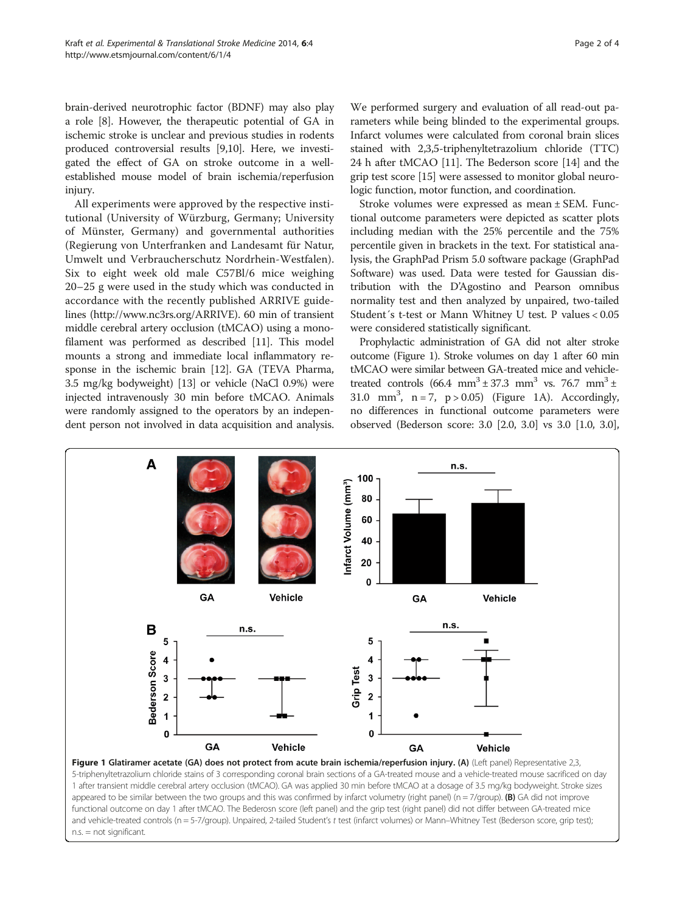brain-derived neurotrophic factor (BDNF) may also play a role [8]. However, the therapeutic potential of GA in ischemic stroke is unclear and previous studies in rodents produced controversial results [9,10]. Here, we investigated the effect of GA on stroke outcome in a well-established mouse model of brain ischemia/reperfusion injury.

All experiments were approved by the respective institutional (University of Würzburg, Germany; University of Münster, Germany) and governmental authorities (Regierung von Unterfranken and Landesamt für Natur, Umwelt und Verbraucherschutz Nordrhein-Westfalen). Six to eight week old male C57Bl/6 mice weighing 20–25 g were used in the study which was conducted in accordance with the recently published ARRIVE guidelines (http://www.nc3rs.org/ARRIVE). 60 min of transient middle cerebral artery occlusion (tMCAO) using a monofilament was performed as described [11]. This model mounts a strong and immediate local inflammatory response in the ischemic brain [12]. GA (TEVA Pharma, 3.5 mg/kg bodyweight) [13] or vehicle (NaCl 0.9%) were injected intravenously 30 min before tMCAO. Animals were randomly assigned to the operators by an independent person not involved in data acquisition and analysis. We performed surgery and evaluation of all read-out parameters while being blinded to the experimental groups. Infarct volumes were calculated from coronal brain slices stained with 2,3,5-triphenyltetrazolium chloride (TTC) 24 h after tMCAO [11]. The Bederson score [14] and the grip test score [15] were assessed to monitor global neurologic function, motor function, and coordination.

Stroke volumes were expressed as mean ± SEM. Functional outcome parameters were depicted as scatter plots including median with the 25% percentile and the 75% percentile given in brackets in the text. For statistical analysis, the GraphPad Prism 5.0 software package (GraphPad Software) was used. Data were tested for Gaussian distribution with the D'Agostino and Pearson omnibus normality test and then analyzed by unpaired, two-tailed Student´s t-test or Mann Whitney U test. P values < 0.05 were considered statistically significant.

Prophylactic administration of GA did not alter stroke outcome (Figure 1). Stroke volumes on day 1 after 60 min tMCAO were similar between GA-treated mice and vehicle-treated controls (66.4 $mm^3$ ± 37.3 $mm^3$ vs. 76.7 $mm^3$ ± 31.0 $mm^3$, n = 7, p > 0.05) (Figure 1A). Accordingly, no differences in functional outcome parameters were observed (Bederson score: 3.0 [2.0, 3.0] vs 3.0 [1.0, 3.0],

**Figure 1 Glatiramer acetate (GA) does not protect from acute brain ischemia/reperfusion injury. (A)** (Left panel) Representative 2,3, 5-triphenyltetrazolium chloride stains of 3 corresponding coronal brain sections of a GA-treated mouse and a vehicle-treated mouse sacrificed on day 1 after transient middle cerebral artery occlusion (tMCAO). GA was applied 30 min before tMCAO at a dosage of 3.5 mg/kg bodyweight. Stroke sizes appeared to be similar between the two groups and this was confirmed by infarct volumetry (right panel) (n = 7/group). **(B)** GA did not improve functional outcome on day 1 after tMCAO. The Bederosn score (left panel) and the grip test (right panel) did not differ between GA-treated mice and vehicle-treated controls (n = 5-7/group). Unpaired, 2-tailed Student's *t* test (infarct volumes) or Mann–Whitney Test (Bederson score, grip test); n.s. = not significant.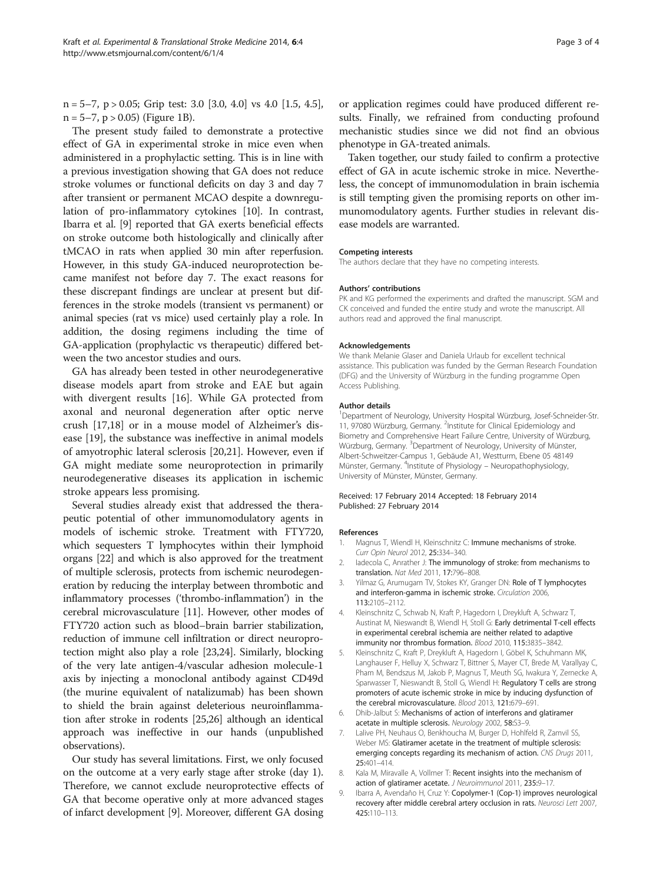n = 5–7, $p > 0.05$; Grip test: 3.0 [3.0, 4.0] vs 4.0 [1.5, 4.5], n = 5–7, $p > 0.05$) (Figure 1B).

The present study failed to demonstrate a protective effect of GA in experimental stroke in mice even when administered in a prophylactic setting. This is in line with a previous investigation showing that GA does not reduce stroke volumes or functional deficits on day 3 and day 7 after transient or permanent MCAO despite a downregulation of pro-inflammatory cytokines [10]. In contrast, Ibarra et al. [9] reported that GA exerts beneficial effects on stroke outcome both histologically and clinically after tMCAO in rats when applied 30 min after reperfusion. However, in this study GA-induced neuroprotection became manifest not before day 7. The exact reasons for these discrepant findings are unclear at present but differences in the stroke models (transient vs permanent) or animal species (rat vs mice) used certainly play a role. In addition, the dosing regimens including the time of GA-application (prophylactic vs therapeutic) differed between the two ancestor studies and ours.

GA has already been tested in other neurodegenerative disease models apart from stroke and EAE but again with divergent results [16]. While GA protected from axonal and neuronal degeneration after optic nerve crush [17,18] or in a mouse model of Alzheimer's disease [19], the substance was ineffective in animal models of amyotrophic lateral sclerosis [20,21]. However, even if GA might mediate some neuroprotection in primarily neurodegenerative diseases its application in ischemic stroke appears less promising.

Several studies already exist that addressed the therapeutic potential of other immunomodulatory agents in models of ischemic stroke. Treatment with FTY720, which sequesters T lymphocytes within their lymphoid organs [22] and which is also approved for the treatment of multiple sclerosis, protects from ischemic neurodegeneration by reducing the interplay between thrombotic and inflammatory processes ('thrombo-inflammation') in the cerebral microvasculature [11]. However, other modes of FTY720 action such as blood–brain barrier stabilization, reduction of immune cell infiltration or direct neuroprotection might also play a role [23,24]. Similarly, blocking of the very late antigen-4/vascular adhesion molecule-1 axis by injecting a monoclonal antibody against CD49d (the murine equivalent of natalizumab) has been shown to shield the brain against deleterious neuroinflammation after stroke in rodents [25,26] although an identical approach was ineffective in our hands (unpublished observations).

Our study has several limitations. First, we only focused on the outcome at a very early stage after stroke (day 1). Therefore, we cannot exclude neuroprotective effects of GA that become operative only at more advanced stages of infarct development [9]. Moreover, different GA dosing or application regimes could have produced different results. Finally, we refrained from conducting profound mechanistic studies since we did not find an obvious phenotype in GA-treated animals.

Taken together, our study failed to confirm a protective effect of GA in acute ischemic stroke in mice. Nevertheless, the concept of immunomodulation in brain ischemia is still tempting given the promising reports on other immunomodulatory agents. Further studies in relevant disease models are warranted.

#### Competing interests

The authors declare that they have no competing interests.

#### Authors' contributions

PK and KG performed the experiments and drafted the manuscript. SGM and CK conceived and funded the entire study and wrote the manuscript. All authors read and approved the final manuscript.

#### Acknowledgements

We thank Melanie Glaser and Daniela Urlaub for excellent technical assistance. This publication was funded by the German Research Foundation (DFG) and the University of Würzburg in the funding programme Open Access Publishing.

#### Author details

[1]Department of Neurology, University Hospital Würzburg, Josef-Schneider-Str. 11, 97080 Würzburg, Germany. [2]Institute for Clinical Epidemiology and Biometry and Comprehensive Heart Failure Centre, University of Würzburg, Würzburg, Germany. [3]Department of Neurology, University of Münster, Albert-Schweitzer-Campus 1, Gebäude A1, Westturm, Ebene 05 48149 Münster, Germany. [4]Institute of Physiology – Neuropathophysiology, University of Münster, Münster, Germany.

Received: 17 February 2014 Accepted: 18 February 2014
Published: 27 February 2014

#### References

1. Magnus T, Wiendl H, Kleinschnitz C: **Immune mechanisms of stroke.** *Curr Opin Neurol* 2012, **25:**334–340.
2. Iadecola C, Anrather J: **The immunology of stroke: from mechanisms to translation.** *Nat Med* 2011, **17:**796–808.
3. Yilmaz G, Arumugam TV, Stokes KY, Granger DN: **Role of T lymphocytes and interferon-gamma in ischemic stroke.** *Circulation* 2006, **113:**2105–2112.
4. Kleinschnitz C, Schwab N, Kraft P, Hagedorn I, Dreykluft A, Schwarz T, Austinat M, Nieswandt B, Wiendl H, Stoll G: **Early detrimental T-cell effects in experimental cerebral ischemia are neither related to adaptive immunity nor thrombus formation.** *Blood* 2010, **115:**3835–3842.
5. Kleinschnitz C, Kraft P, Dreykluft A, Hagedorn I, Göbel K, Schuhmann MK, Langhauser F, Helluy X, Schwarz T, Bittner S, Mayer CT, Brede M, Varallyay C, Pham M, Bendszus M, Jakob P, Magnus T, Meuth SG, Iwakura Y, Zernecke A, Sparwasser T, Nieswandt B, Stoll G, Wiendl H: **Regulatory T cells are strong promoters of acute ischemic stroke in mice by inducing dysfunction of the cerebral microvasculature.** *Blood* 2013, **121:**679–691.
6. Dhib-Jalbut S: **Mechanisms of action of interferons and glatiramer acetate in multiple sclerosis.** *Neurology* 2002, **58:**S3–9.
7. Lalive PH, Neuhaus O, Benkhoucha M, Burger D, Hohlfeld R, Zamvil SS, Weber MS: **Glatiramer acetate in the treatment of multiple sclerosis: emerging concepts regarding its mechanism of action.** *CNS Drugs* 2011, **25:**401–414.
8. Kala M, Miravalle A, Vollmer T: **Recent insights into the mechanism of action of glatiramer acetate.** *J Neuroimmunol* 2011, **235:**9–17.
9. Ibarra A, Avendaño H, Cruz Y: **Copolymer-1 (Cop-1) improves neurological recovery after middle cerebral artery occlusion in rats.** *Neurosci Lett* 2007, **425:**110–113.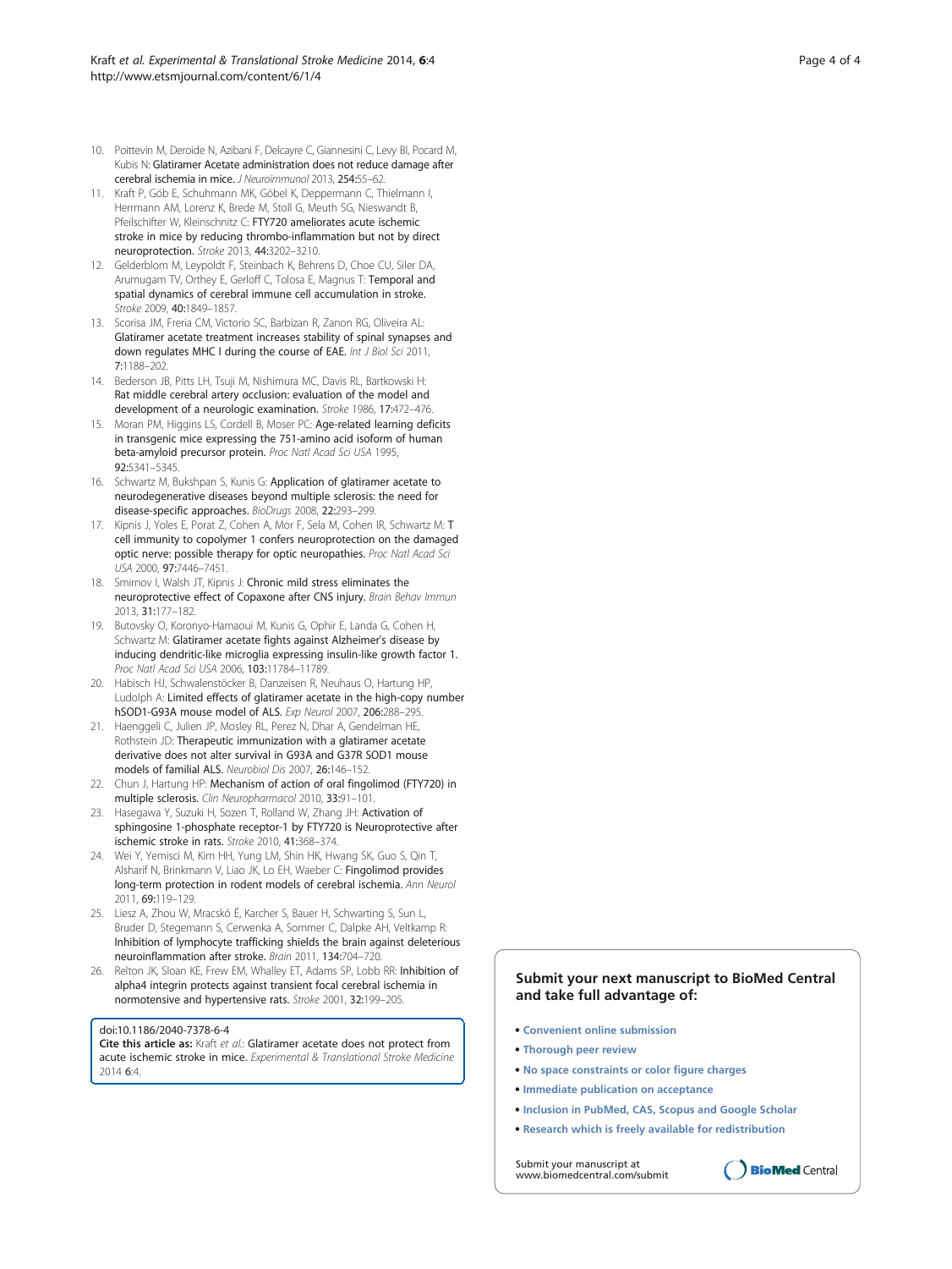10. Poittevin M, Deroide N, Azibani F, Delcayre C, Giannesini C, Levy BI, Pocard M, Kubis N: Glatiramer Acetate administration does not reduce damage after cerebral ischemia in mice. *J Neuroimmunol* 2013, **254:**55–62.
11. Kraft P, Göb E, Schuhmann MK, Göbel K, Deppermann C, Thielmann I, Herrmann AM, Lorenz K, Brede M, Stoll G, Meuth SG, Nieswandt B, Pfeilschifter W, Kleinschnitz C: FTY720 ameliorates acute ischemic stroke in mice by reducing thrombo-inflammation but not by direct neuroprotection. *Stroke* 2013, **44:**3202–3210.
12. Gelderblom M, Leypoldt F, Steinbach K, Behrens D, Choe CU, Siler DA, Arumugam TV, Orthey E, Gerloff C, Tolosa E, Magnus T: Temporal and spatial dynamics of cerebral immune cell accumulation in stroke. *Stroke* 2009, **40:**1849–1857.
13. Scorisa JM, Freria CM, Victorio SC, Barbizan R, Zanon RG, Oliveira AL: Glatiramer acetate treatment increases stability of spinal synapses and down regulates MHC I during the course of EAE. *Int J Biol Sci* 2011, **7:**1188–202.
14. Bederson JB, Pitts LH, Tsuji M, Nishimura MC, Davis RL, Bartkowski H: Rat middle cerebral artery occlusion: evaluation of the model and development of a neurologic examination. *Stroke* 1986, **17:**472–476.
15. Moran PM, Higgins LS, Cordell B, Moser PC: Age-related learning deficits in transgenic mice expressing the 751-amino acid isoform of human beta-amyloid precursor protein. *Proc Natl Acad Sci USA* 1995, **92:**5341–5345.
16. Schwartz M, Bukshpan S, Kunis G: Application of glatiramer acetate to neurodegenerative diseases beyond multiple sclerosis: the need for disease-specific approaches. *BioDrugs* 2008, **22:**293–299.
17. Kipnis J, Yoles E, Porat Z, Cohen A, Mor F, Sela M, Cohen IR, Schwartz M: T cell immunity to copolymer 1 confers neuroprotection on the damaged optic nerve: possible therapy for optic neuropathies. *Proc Natl Acad Sci USA* 2000, **97:**7446–7451.
18. Smirnov I, Walsh JT, Kipnis J: Chronic mild stress eliminates the neuroprotective effect of Copaxone after CNS injury. *Brain Behav Immun* 2013, **31:**177–182.
19. Butovsky O, Koronyo-Hamaoui M, Kunis G, Ophir E, Landa G, Cohen H, Schwartz M: Glatiramer acetate fights against Alzheimer's disease by inducing dendritic-like microglia expressing insulin-like growth factor 1. *Proc Natl Acad Sci USA* 2006, **103:**11784–11789.
20. Habisch HJ, Schwalenstöcker B, Danzeisen R, Neuhaus O, Hartung HP, Ludolph A: Limited effects of glatiramer acetate in the high-copy number hSOD1-G93A mouse model of ALS. *Exp Neurol* 2007, **206:**288–295.
21. Haenggeli C, Julien JP, Mosley RL, Perez N, Dhar A, Gendelman HE, Rothstein JD: Therapeutic immunization with a glatiramer acetate derivative does not alter survival in G93A and G37R SOD1 mouse models of familial ALS. *Neurobiol Dis* 2007, **26:**146–152.
22. Chun J, Hartung HP: Mechanism of action of oral fingolimod (FTY720) in multiple sclerosis. *Clin Neuropharmacol* 2010, **33:**91–101.
23. Hasegawa Y, Suzuki H, Sozen T, Rolland W, Zhang JH: Activation of sphingosine 1-phosphate receptor-1 by FTY720 is Neuroprotective after ischemic stroke in rats. *Stroke* 2010, **41:**368–374.
24. Wei Y, Yemisci M, Kim HH, Yung LM, Shin HK, Hwang SK, Guo S, Qin T, Alsharif N, Brinkmann V, Liao JK, Lo EH, Waeber C: Fingolimod provides long-term protection in rodent models of cerebral ischemia. *Ann Neurol* 2011, **69:**119–129.
25. Liesz A, Zhou W, Mracskó É, Karcher S, Bauer H, Schwarting S, Sun L, Bruder D, Stegemann S, Cerwenka A, Sommer C, Dalpke AH, Veltkamp R: Inhibition of lymphocyte trafficking shields the brain against deleterious neuroinflammation after stroke. *Brain* 2011, **134:**704–720.
26. Relton JK, Sloan KE, Frew EM, Whalley ET, Adams SP, Lobb RR: Inhibition of alpha4 integrin protects against transient focal cerebral ischemia in normotensive and hypertensive rats. *Stroke* 2001, **32:**199–205.

doi:10.1186/2040-7378-6-4

**Cite this article as:** Kraft *et al.*: Glatiramer acetate does not protect from acute ischemic stroke in mice. *Experimental & Translational Stroke Medicine* 2014 **6**:4.

**Submit your next manuscript to BioMed Central and take full advantage of:**

- **Convenient online submission**
- **Thorough peer review**
- **No space constraints or color figure charges**
- **Immediate publication on acceptance**
- **Inclusion in PubMed, CAS, Scopus and Google Scholar**
- **Research which is freely available for redistribution**

Submit your manuscript at www.biomedcentral.com/submit

BioMed Central